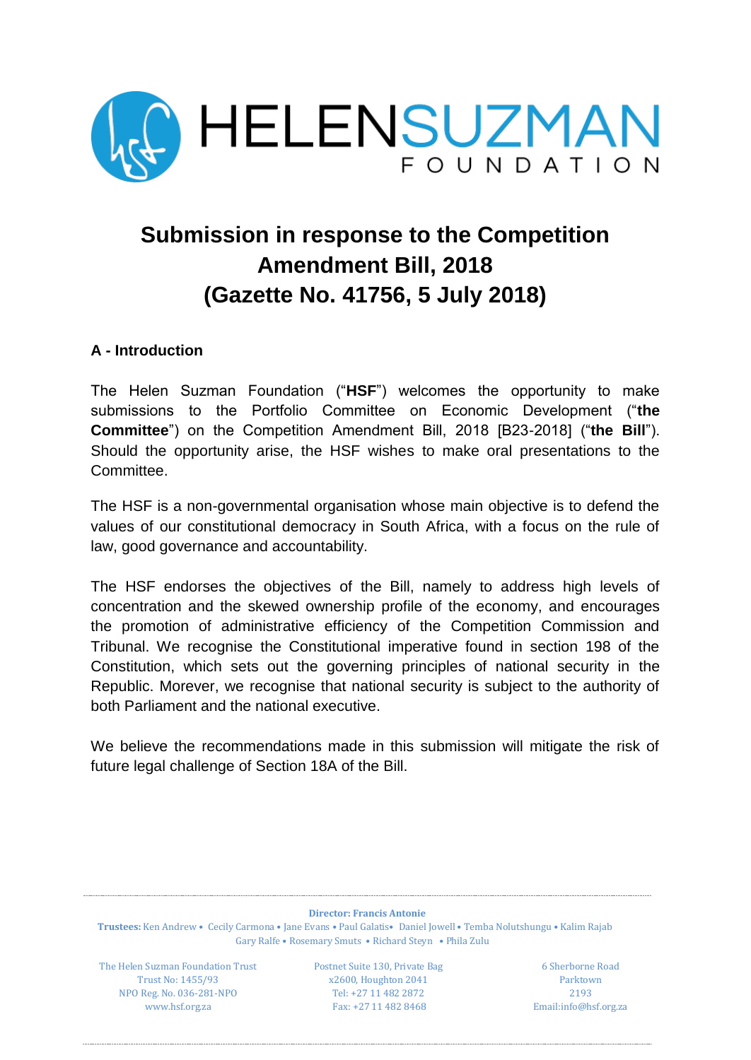# Submission in response to the Competition Amendment Bill, 2018 (Gazette No. 41756, 5 July 2018)

## A - Introduction

The Helen Suzman Foundation ("**HSF**") welcomes the opportunity to make submissions to the Portfolio Committee on Economic Development ("**the Committee**") on the Competition Amendment Bill, 2018 [B23-2018] ("**the Bill**"). Should the opportunity arise, the HSF wishes to make oral presentations to the Committee.

The HSF is a non-governmental organisation whose main objective is to defend the values of our constitutional democracy in South Africa, with a focus on the rule of law, good governance and accountability.

The HSF endorses the objectives of the Bill, namely to address high levels of concentration and the skewed ownership profile of the economy, and encourages the promotion of administrative efficiency of the Competition Commission and Tribunal. We recognise the Constitutional imperative found in section 198 of the Constitution, which sets out the governing principles of national security in the Republic. Morever, we recognise that national security is subject to the authority of both Parliament and the national executive.

We believe the recommendations made in this submission will mitigate the risk of future legal challenge of Section 18A of the Bill.

**Director: Francis Antonie**

**Trustees:** Ken Andrew • Cecily Carmona • Jane Evans • Paul Galatis• Daniel Jowell • Temba Nolutshungu • Kalim Rajab Gary Ralfe • Rosemary Smuts • Richard Steyn • Phila Zulu

The Helen Suzman Foundation Trust
Trust No: 1455/93
NPO Reg. No. 036-281-NPO
www.hsf.org.za

Postnet Suite 130, Private Bag
x2600, Houghton 2041
Tel: +27 11 482 2872
Fax: +27 11 482 8468

6 Sherborne Road
Parktown
2193
Email:info@hsf.org.za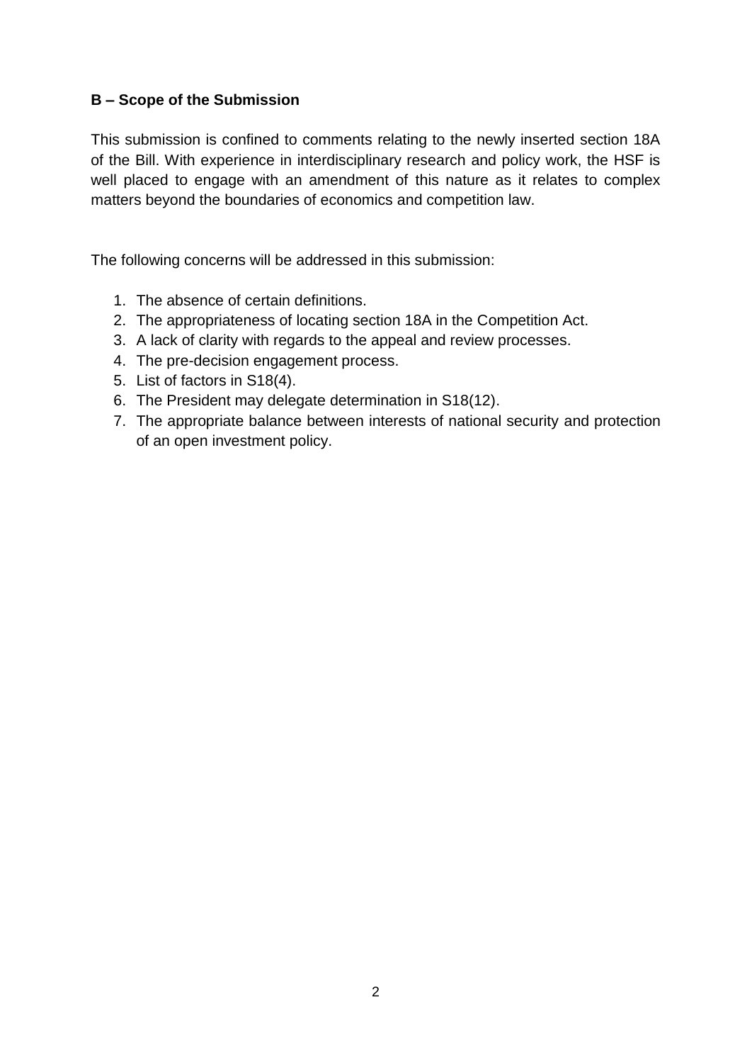**B – Scope of the Submission**

This submission is confined to comments relating to the newly inserted section 18A of the Bill. With experience in interdisciplinary research and policy work, the HSF is well placed to engage with an amendment of this nature as it relates to complex matters beyond the boundaries of economics and competition law.

The following concerns will be addressed in this submission:

1. The absence of certain definitions.
2. The appropriateness of locating section 18A in the Competition Act.
3. A lack of clarity with regards to the appeal and review processes.
4. The pre-decision engagement process.
5. List of factors in S18(4).
6. The President may delegate determination in S18(12).
7. The appropriate balance between interests of national security and protection of an open investment policy.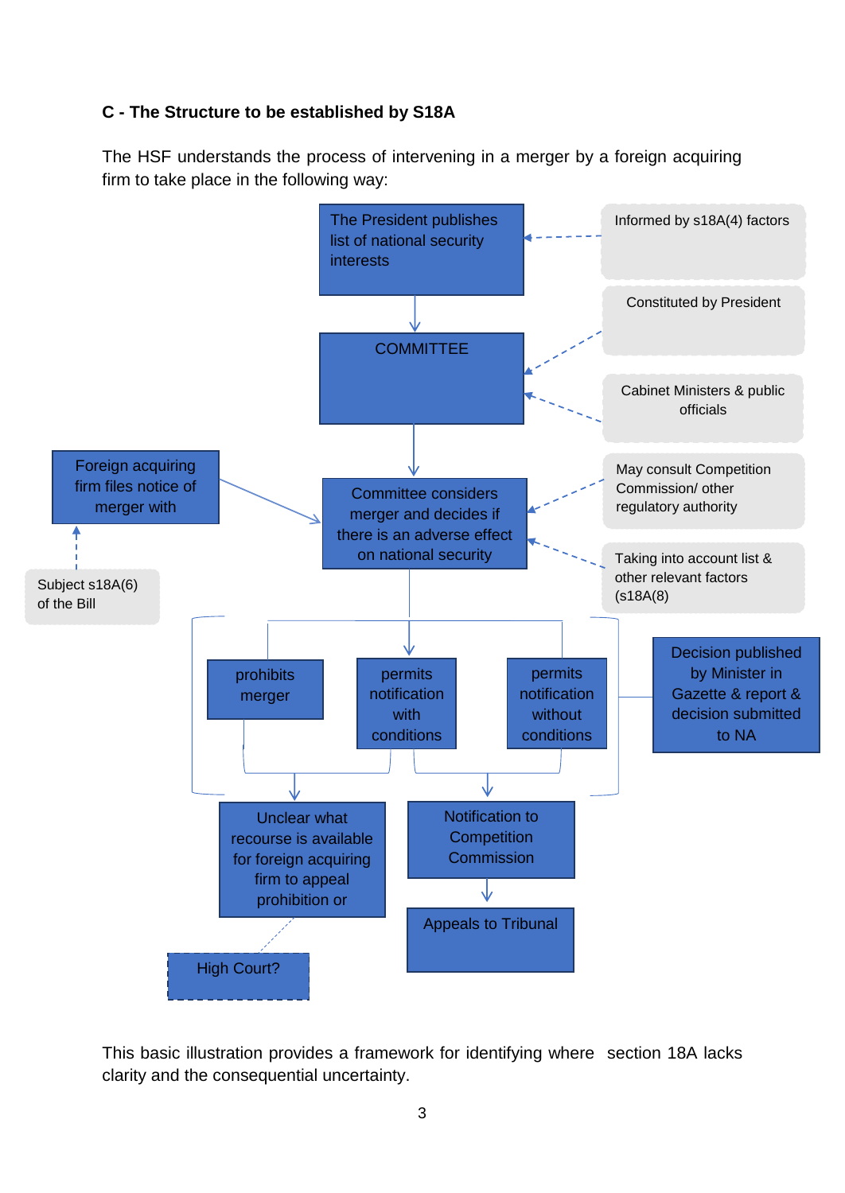**C - The Structure to be established by S18A**

The HSF understands the process of intervening in a merger by a foreign acquiring firm to take place in the following way:

The President publishes list of national security interests

Informed by s18A(4) factors

COMMITTEE

Constituted by President

Cabinet Ministers & public officials

Foreign acquiring firm files notice of merger with

Subject s18A(6) of the Bill

Committee considers merger and decides if there is an adverse effect on national security

May consult Competition Commission/ other regulatory authority

Taking into account list & other relevant factors (s18A(8)

prohibits merger

permits notification with conditions

permits notification without conditions

Decision published by Minister in Gazette & report & decision submitted to NA

Unclear what recourse is available for foreign acquiring firm to appeal prohibition or

High Court?

Notification to Competition Commission

Appeals to Tribunal

This basic illustration provides a framework for identifying where section 18A lacks clarity and the consequential uncertainty.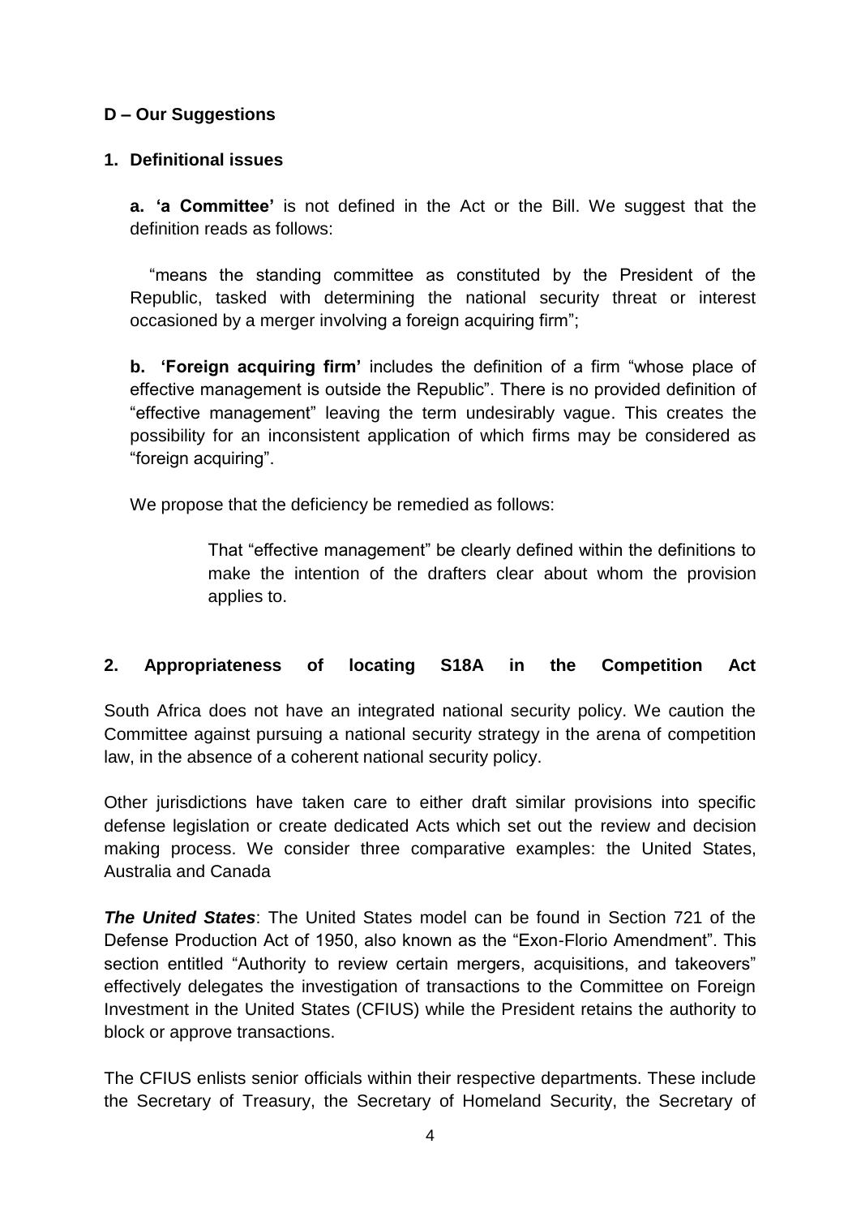**D – Our Suggestions**

**1. Definitional issues**

**a. 'a Committee'** is not defined in the Act or the Bill. We suggest that the definition reads as follows:

"means the standing committee as constituted by the President of the Republic, tasked with determining the national security threat or interest occasioned by a merger involving a foreign acquiring firm";

**b. 'Foreign acquiring firm'** includes the definition of a firm "whose place of effective management is outside the Republic". There is no provided definition of "effective management" leaving the term undesirably vague. This creates the possibility for an inconsistent application of which firms may be considered as "foreign acquiring".

We propose that the deficiency be remedied as follows:

> That "effective management" be clearly defined within the definitions to make the intention of the drafters clear about whom the provision applies to.

**2. Appropriateness of locating S18A in the Competition Act**

South Africa does not have an integrated national security policy. We caution the Committee against pursuing a national security strategy in the arena of competition law, in the absence of a coherent national security policy.

Other jurisdictions have taken care to either draft similar provisions into specific defense legislation or create dedicated Acts which set out the review and decision making process. We consider three comparative examples: the United States, Australia and Canada

***The United States***: The United States model can be found in Section 721 of the Defense Production Act of 1950, also known as the "Exon-Florio Amendment". This section entitled "Authority to review certain mergers, acquisitions, and takeovers" effectively delegates the investigation of transactions to the Committee on Foreign Investment in the United States (CFIUS) while the President retains the authority to block or approve transactions.

The CFIUS enlists senior officials within their respective departments. These include the Secretary of Treasury, the Secretary of Homeland Security, the Secretary of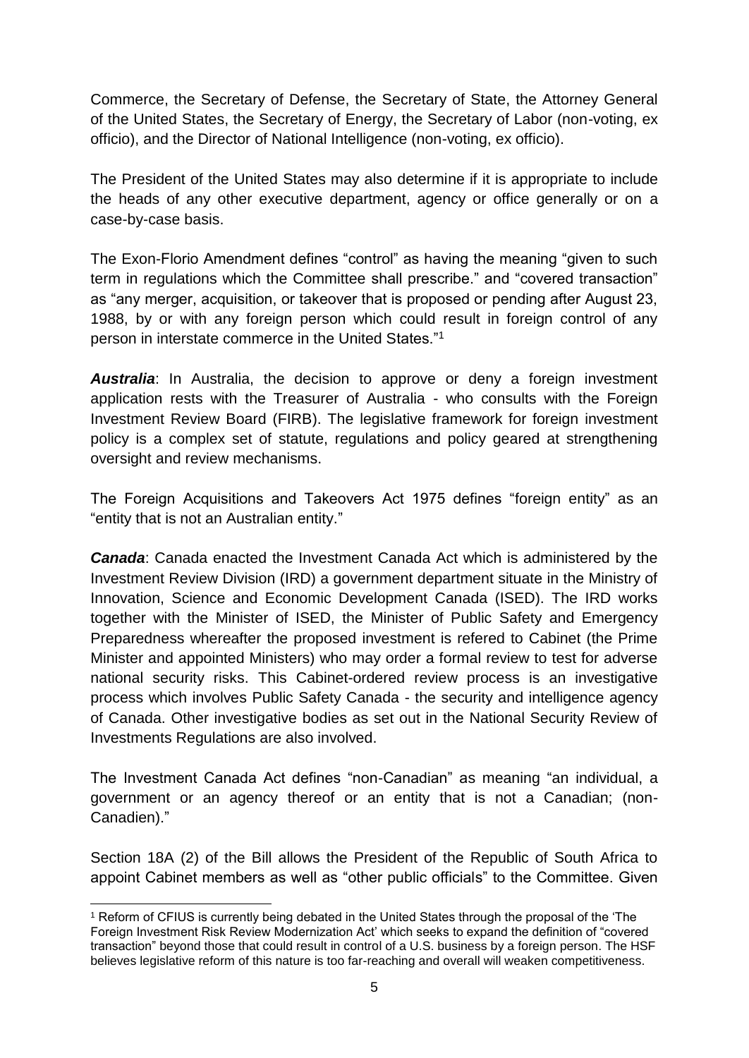Commerce, the Secretary of Defense, the Secretary of State, the Attorney General of the United States, the Secretary of Energy, the Secretary of Labor (non-voting, ex officio), and the Director of National Intelligence (non-voting, ex officio).

The President of the United States may also determine if it is appropriate to include the heads of any other executive department, agency or office generally or on a case-by-case basis.

The Exon-Florio Amendment defines "control" as having the meaning "given to such term in regulations which the Committee shall prescribe." and "covered transaction" as "any merger, acquisition, or takeover that is proposed or pending after August 23, 1988, by or with any foreign person which could result in foreign control of any person in interstate commerce in the United States."[1]

***Australia***: In Australia, the decision to approve or deny a foreign investment application rests with the Treasurer of Australia - who consults with the Foreign Investment Review Board (FIRB). The legislative framework for foreign investment policy is a complex set of statute, regulations and policy geared at strengthening oversight and review mechanisms.

The Foreign Acquisitions and Takeovers Act 1975 defines "foreign entity" as an "entity that is not an Australian entity."

***Canada***: Canada enacted the Investment Canada Act which is administered by the Investment Review Division (IRD) a government department situate in the Ministry of Innovation, Science and Economic Development Canada (ISED). The IRD works together with the Minister of ISED, the Minister of Public Safety and Emergency Preparedness whereafter the proposed investment is refered to Cabinet (the Prime Minister and appointed Ministers) who may order a formal review to test for adverse national security risks. This Cabinet-ordered review process is an investigative process which involves Public Safety Canada - the security and intelligence agency of Canada. Other investigative bodies as set out in the National Security Review of Investments Regulations are also involved.

The Investment Canada Act defines "non-Canadian" as meaning "an individual, a government or an agency thereof or an entity that is not a Canadian; (non-Canadien)."

Section 18A (2) of the Bill allows the President of the Republic of South Africa to appoint Cabinet members as well as "other public officials" to the Committee. Given

---

[1] Reform of CFIUS is currently being debated in the United States through the proposal of the 'The Foreign Investment Risk Review Modernization Act' which seeks to expand the definition of "covered transaction" beyond those that could result in control of a U.S. business by a foreign person. The HSF believes legislative reform of this nature is too far-reaching and overall will weaken competitiveness.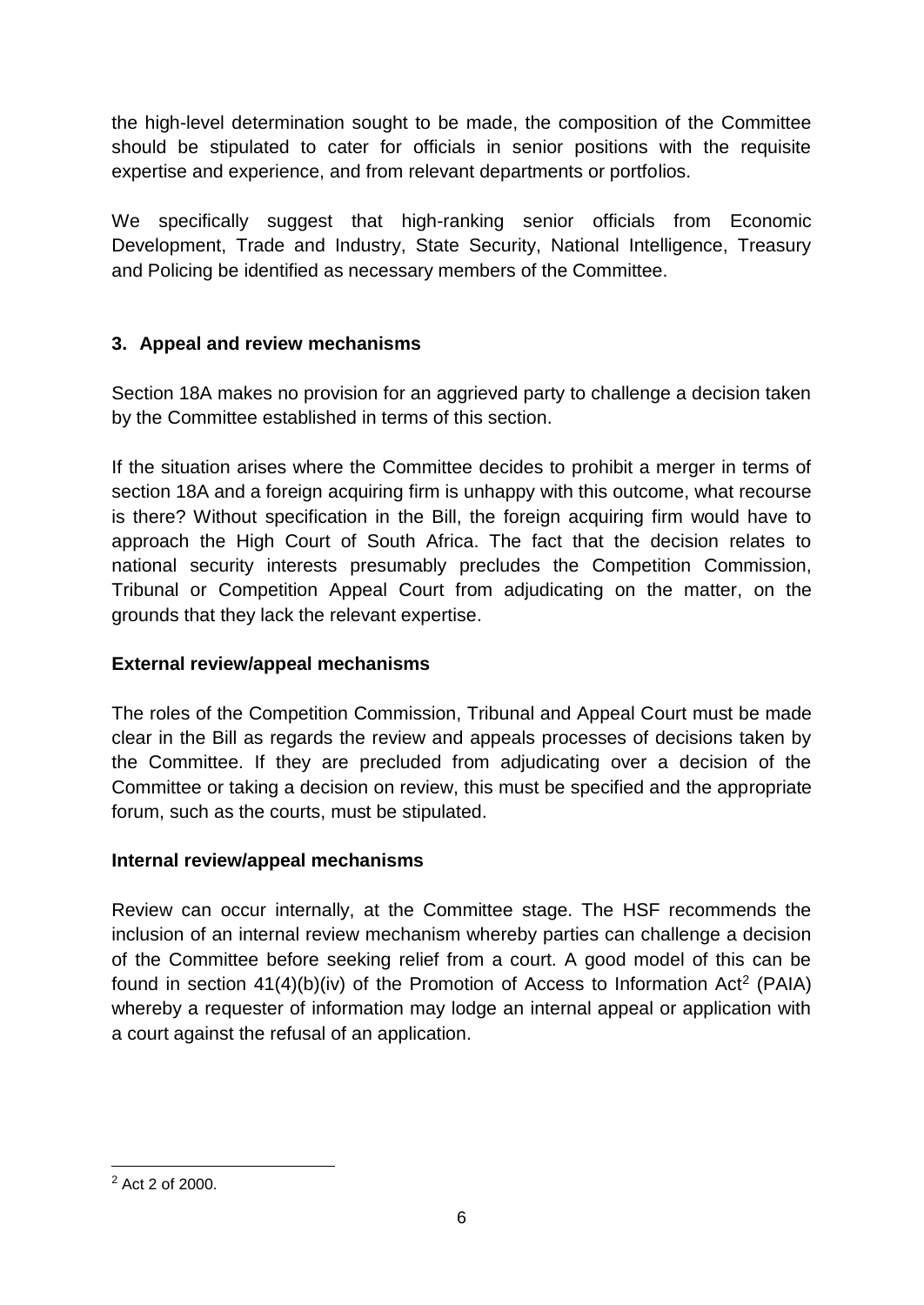the high-level determination sought to be made, the composition of the Committee should be stipulated to cater for officials in senior positions with the requisite expertise and experience, and from relevant departments or portfolios.

We specifically suggest that high-ranking senior officials from Economic Development, Trade and Industry, State Security, National Intelligence, Treasury and Policing be identified as necessary members of the Committee.

## 3. Appeal and review mechanisms

Section 18A makes no provision for an aggrieved party to challenge a decision taken by the Committee established in terms of this section.

If the situation arises where the Committee decides to prohibit a merger in terms of section 18A and a foreign acquiring firm is unhappy with this outcome, what recourse is there? Without specification in the Bill, the foreign acquiring firm would have to approach the High Court of South Africa. The fact that the decision relates to national security interests presumably precludes the Competition Commission, Tribunal or Competition Appeal Court from adjudicating on the matter, on the grounds that they lack the relevant expertise.

### External review/appeal mechanisms

The roles of the Competition Commission, Tribunal and Appeal Court must be made clear in the Bill as regards the review and appeals processes of decisions taken by the Committee. If they are precluded from adjudicating over a decision of the Committee or taking a decision on review, this must be specified and the appropriate forum, such as the courts, must be stipulated.

### Internal review/appeal mechanisms

Review can occur internally, at the Committee stage. The HSF recommends the inclusion of an internal review mechanism whereby parties can challenge a decision of the Committee before seeking relief from a court. A good model of this can be found in section 41(4)(b)(iv) of the Promotion of Access to Information Act[2] (PAIA) whereby a requester of information may lodge an internal appeal or application with a court against the refusal of an application.

---

[2] Act 2 of 2000.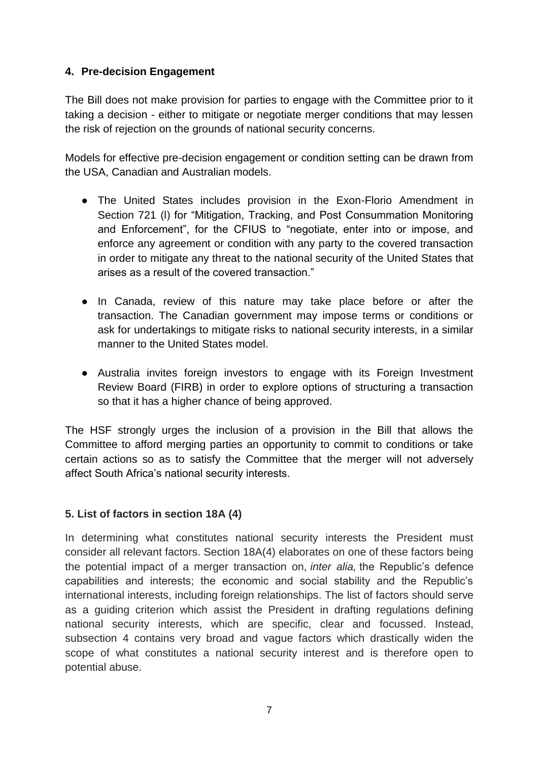## 4. Pre-decision Engagement

The Bill does not make provision for parties to engage with the Committee prior to it taking a decision - either to mitigate or negotiate merger conditions that may lessen the risk of rejection on the grounds of national security concerns.

Models for effective pre-decision engagement or condition setting can be drawn from the USA, Canadian and Australian models.

- The United States includes provision in the Exon-Florio Amendment in Section 721 (l) for "Mitigation, Tracking, and Post Consummation Monitoring and Enforcement", for the CFIUS to "negotiate, enter into or impose, and enforce any agreement or condition with any party to the covered transaction in order to mitigate any threat to the national security of the United States that arises as a result of the covered transaction."
- In Canada, review of this nature may take place before or after the transaction. The Canadian government may impose terms or conditions or ask for undertakings to mitigate risks to national security interests, in a similar manner to the United States model.
- Australia invites foreign investors to engage with its Foreign Investment Review Board (FIRB) in order to explore options of structuring a transaction so that it has a higher chance of being approved.

The HSF strongly urges the inclusion of a provision in the Bill that allows the Committee to afford merging parties an opportunity to commit to conditions or take certain actions so as to satisfy the Committee that the merger will not adversely affect South Africa's national security interests.

## 5. List of factors in section 18A (4)

In determining what constitutes national security interests the President must consider all relevant factors. Section 18A(4) elaborates on one of these factors being the potential impact of a merger transaction on, *inter alia,* the Republic's defence capabilities and interests; the economic and social stability and the Republic's international interests, including foreign relationships. The list of factors should serve as a guiding criterion which assist the President in drafting regulations defining national security interests, which are specific, clear and focussed. Instead, subsection 4 contains very broad and vague factors which drastically widen the scope of what constitutes a national security interest and is therefore open to potential abuse.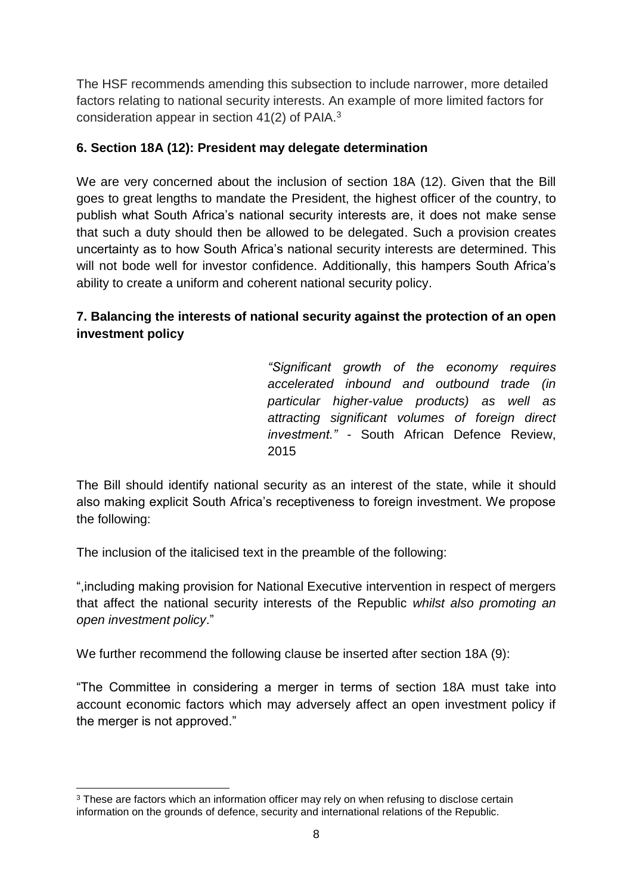The HSF recommends amending this subsection to include narrower, more detailed factors relating to national security interests. An example of more limited factors for consideration appear in section 41(2) of PAIA.[3]

**6. Section 18A (12): President may delegate determination**

We are very concerned about the inclusion of section 18A (12). Given that the Bill goes to great lengths to mandate the President, the highest officer of the country, to publish what South Africa's national security interests are, it does not make sense that such a duty should then be allowed to be delegated. Such a provision creates uncertainty as to how South Africa's national security interests are determined. This will not bode well for investor confidence. Additionally, this hampers South Africa's ability to create a uniform and coherent national security policy.

**7. Balancing the interests of national security against the protection of an open investment policy**

> *"Significant growth of the economy requires accelerated inbound and outbound trade (in particular higher-value products) as well as attracting significant volumes of foreign direct investment."* - South African Defence Review, 2015

The Bill should identify national security as an interest of the state, while it should also making explicit South Africa's receptiveness to foreign investment. We propose the following:

The inclusion of the italicised text in the preamble of the following:

",including making provision for National Executive intervention in respect of mergers that affect the national security interests of the Republic *whilst also promoting an open investment policy*."

We further recommend the following clause be inserted after section 18A (9):

"The Committee in considering a merger in terms of section 18A must take into account economic factors which may adversely affect an open investment policy if the merger is not approved."

[3] These are factors which an information officer may rely on when refusing to disclose certain information on the grounds of defence, security and international relations of the Republic.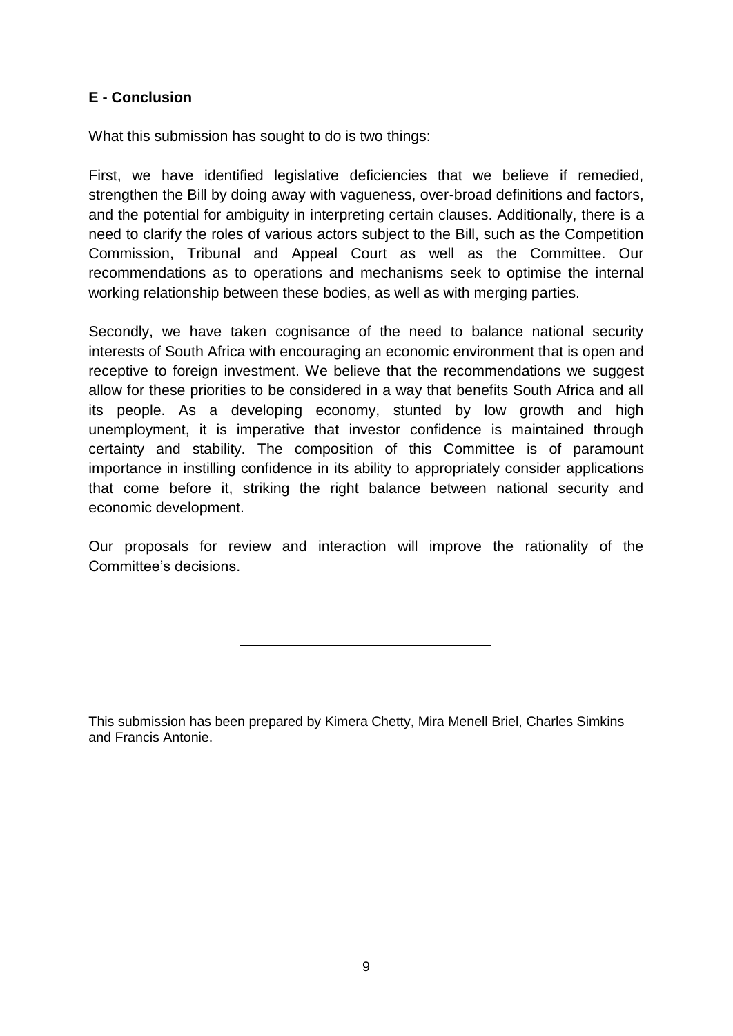## E - Conclusion

What this submission has sought to do is two things:

First, we have identified legislative deficiencies that we believe if remedied, strengthen the Bill by doing away with vagueness, over-broad definitions and factors, and the potential for ambiguity in interpreting certain clauses. Additionally, there is a need to clarify the roles of various actors subject to the Bill, such as the Competition Commission, Tribunal and Appeal Court as well as the Committee. Our recommendations as to operations and mechanisms seek to optimise the internal working relationship between these bodies, as well as with merging parties.

Secondly, we have taken cognisance of the need to balance national security interests of South Africa with encouraging an economic environment that is open and receptive to foreign investment. We believe that the recommendations we suggest allow for these priorities to be considered in a way that benefits South Africa and all its people. As a developing economy, stunted by low growth and high unemployment, it is imperative that investor confidence is maintained through certainty and stability. The composition of this Committee is of paramount importance in instilling confidence in its ability to appropriately consider applications that come before it, striking the right balance between national security and economic development.

Our proposals for review and interaction will improve the rationality of the Committee's decisions.

---

This submission has been prepared by Kimera Chetty, Mira Menell Briel, Charles Simkins and Francis Antonie.